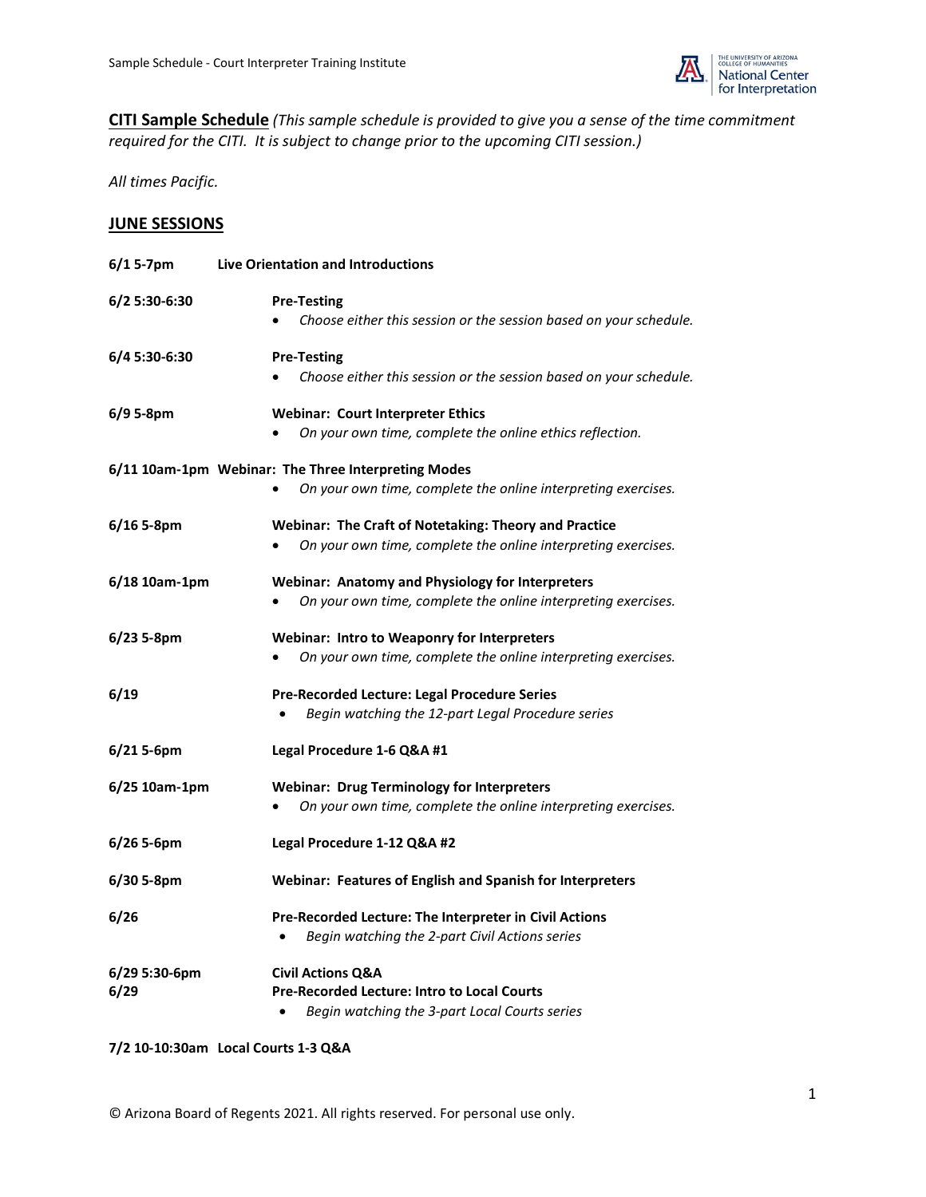**CITI Sample Schedule** *(This sample schedule is provided to give you a sense of the time commitment required for the CITI. It is subject to change prior to the upcoming CITI session.)*

*All times Pacific.*

## JUNE SESSIONS

**6/1 5-7pm** **Live Orientation and Introductions**

**6/2 5:30-6:30** **Pre-Testing**
- *Choose either this session or the session based on your schedule.*

**6/4 5:30-6:30** **Pre-Testing**
- *Choose either this session or the session based on your schedule.*

**6/9 5-8pm** **Webinar: Court Interpreter Ethics**
- *On your own time, complete the online ethics reflection.*

**6/11 10am-1pm** **Webinar: The Three Interpreting Modes**
- *On your own time, complete the online interpreting exercises.*

**6/16 5-8pm** **Webinar: The Craft of Notetaking: Theory and Practice**
- *On your own time, complete the online interpreting exercises.*

**6/18 10am-1pm** **Webinar: Anatomy and Physiology for Interpreters**
- *On your own time, complete the online interpreting exercises.*

**6/23 5-8pm** **Webinar: Intro to Weaponry for Interpreters**
- *On your own time, complete the online interpreting exercises.*

**6/19** **Pre-Recorded Lecture: Legal Procedure Series**
- *Begin watching the 12-part Legal Procedure series*

**6/21 5-6pm** **Legal Procedure 1-6 Q&A #1**

**6/25 10am-1pm** **Webinar: Drug Terminology for Interpreters**
- *On your own time, complete the online interpreting exercises.*

**6/26 5-6pm** **Legal Procedure 1-12 Q&A #2**

**6/30 5-8pm** **Webinar: Features of English and Spanish for Interpreters**

**6/26** **Pre-Recorded Lecture: The Interpreter in Civil Actions**
- *Begin watching the 2-part Civil Actions series*

**6/29 5:30-6pm** **Civil Actions Q&A**
**6/29** **Pre-Recorded Lecture: Intro to Local Courts**
- *Begin watching the 3-part Local Courts series*

**7/2 10-10:30am** **Local Courts 1-3 Q&A**

© Arizona Board of Regents 2021. All rights reserved. For personal use only.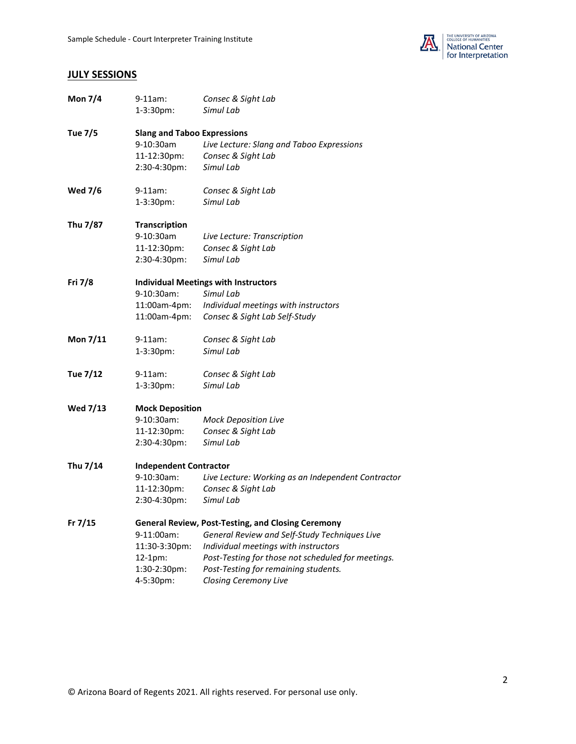## JULY SESSIONS

**Mon 7/4**
9-11am: *Consec & Sight Lab*
1-3:30pm: *Simul Lab*

**Tue 7/5**
**Slang and Taboo Expressions**
9-10:30am *Live Lecture: Slang and Taboo Expressions*
11-12:30pm: *Consec & Sight Lab*
2:30-4:30pm: *Simul Lab*

**Wed 7/6**
9-11am: *Consec & Sight Lab*
1-3:30pm: *Simul Lab*

**Thu 7/87**
**Transcription**
9-10:30am *Live Lecture: Transcription*
11-12:30pm: *Consec & Sight Lab*
2:30-4:30pm: *Simul Lab*

**Fri 7/8**
**Individual Meetings with Instructors**
9-10:30am: *Simul Lab*
11:00am-4pm: *Individual meetings with instructors*
11:00am-4pm: *Consec & Sight Lab Self-Study*

**Mon 7/11**
9-11am: *Consec & Sight Lab*
1-3:30pm: *Simul Lab*

**Tue 7/12**
9-11am: *Consec & Sight Lab*
1-3:30pm: *Simul Lab*

**Wed 7/13**
**Mock Deposition**
9-10:30am: *Mock Deposition Live*
11-12:30pm: *Consec & Sight Lab*
2:30-4:30pm: *Simul Lab*

**Thu 7/14**
**Independent Contractor**
9-10:30am: *Live Lecture: Working as an Independent Contractor*
11-12:30pm: *Consec & Sight Lab*
2:30-4:30pm: *Simul Lab*

**Fr 7/15**
**General Review, Post-Testing, and Closing Ceremony**
9-11:00am: *General Review and Self-Study Techniques Live*
11:30-3:30pm: *Individual meetings with instructors*
12-1pm: *Post-Testing for those not scheduled for meetings.*
1:30-2:30pm: *Post-Testing for remaining students.*
4-5:30pm: *Closing Ceremony Live*

© Arizona Board of Regents 2021. All rights reserved. For personal use only.